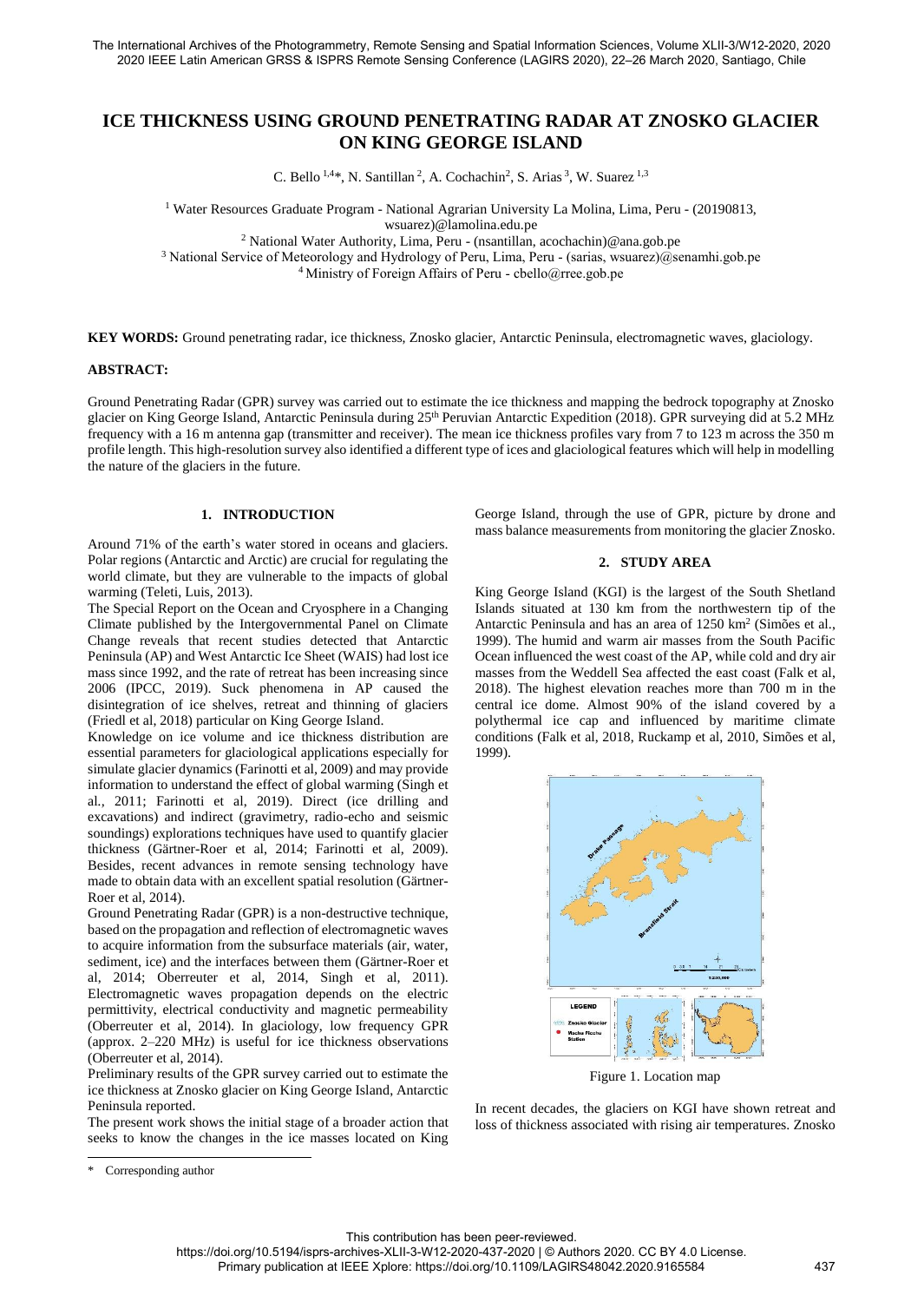# ICE THICKNESS USING GROUND PENETRATING RADAR AT ZNOSKO GLACIER ON KING GEORGE ISLAND

C. Bello [1,4]*, N. Santillan [2], A. Cochachin[2], S. Arias [3], W. Suarez [1,3]

[1] Water Resources Graduate Program - National Agrarian University La Molina, Lima, Peru - (20190813, wsuarez)@lamolina.edu.pe
[2] National Water Authority, Lima, Peru - (nsantillan, acochachin)@ana.gob.pe
[3] National Service of Meteorology and Hydrology of Peru, Lima, Peru - (sarias, wsuarez)@senamhi.gob.pe
[4] Ministry of Foreign Affairs of Peru - cbello@rree.gob.pe

**KEY WORDS:** Ground penetrating radar, ice thickness, Znosko glacier, Antarctic Peninsula, electromagnetic waves, glaciology.

**ABSTRACT:**

Ground Penetrating Radar (GPR) survey was carried out to estimate the ice thickness and mapping the bedrock topography at Znosko glacier on King George Island, Antarctic Peninsula during 25th Peruvian Antarctic Expedition (2018). GPR surveying did at 5.2 MHz frequency with a 16 m antenna gap (transmitter and receiver). The mean ice thickness profiles vary from 7 to 123 m across the 350 m profile length. This high-resolution survey also identified a different type of ices and glaciological features which will help in modelling the nature of the glaciers in the future.

## 1. INTRODUCTION

Around 71% of the earth's water stored in oceans and glaciers. Polar regions (Antarctic and Arctic) are crucial for regulating the world climate, but they are vulnerable to the impacts of global warming (Teleti, Luis, 2013).

The Special Report on the Ocean and Cryosphere in a Changing Climate published by the Intergovernmental Panel on Climate Change reveals that recent studies detected that Antarctic Peninsula (AP) and West Antarctic Ice Sheet (WAIS) had lost ice mass since 1992, and the rate of retreat has been increasing since 2006 (IPCC, 2019). Suck phenomena in AP caused the disintegration of ice shelves, retreat and thinning of glaciers (Friedl et al, 2018) particular on King George Island.

Knowledge on ice volume and ice thickness distribution are essential parameters for glaciological applications especially for simulate glacier dynamics (Farinotti et al, 2009) and may provide information to understand the effect of global warming (Singh et al., 2011; Farinotti et al, 2019). Direct (ice drilling and excavations) and indirect (gravimetry, radio-echo and seismic soundings) explorations techniques have used to quantify glacier thickness (Gärtner-Roer et al, 2014; Farinotti et al, 2009). Besides, recent advances in remote sensing technology have made to obtain data with an excellent spatial resolution (Gärtner-Roer et al, 2014).

Ground Penetrating Radar (GPR) is a non-destructive technique, based on the propagation and reflection of electromagnetic waves to acquire information from the subsurface materials (air, water, sediment, ice) and the interfaces between them (Gärtner-Roer et al, 2014; Oberreuter et al, 2014, Singh et al, 2011). Electromagnetic waves propagation depends on the electric permittivity, electrical conductivity and magnetic permeability (Oberreuter et al, 2014). In glaciology, low frequency GPR (approx. 2–220 MHz) is useful for ice thickness observations (Oberreuter et al, 2014).

Preliminary results of the GPR survey carried out to estimate the ice thickness at Znosko glacier on King George Island, Antarctic Peninsula reported.

The present work shows the initial stage of a broader action that seeks to know the changes in the ice masses located on King George Island, through the use of GPR, picture by drone and mass balance measurements from monitoring the glacier Znosko.

## 2. STUDY AREA

King George Island (KGI) is the largest of the South Shetland Islands situated at 130 km from the northwestern tip of the Antarctic Peninsula and has an area of 1250 km$^2$ (Simões et al., 1999). The humid and warm air masses from the South Pacific Ocean influenced the west coast of the AP, while cold and dry air masses from the Weddell Sea affected the east coast (Falk et al, 2018). The highest elevation reaches more than 700 m in the central ice dome. Almost 90% of the island covered by a polythermal ice cap and influenced by maritime climate conditions (Falk et al, 2018, Ruckamp et al, 2010, Simões et al, 1999).

Figure 1. Location map

In recent decades, the glaciers on KGI have shown retreat and loss of thickness associated with rising air temperatures. Znosko

\* Corresponding author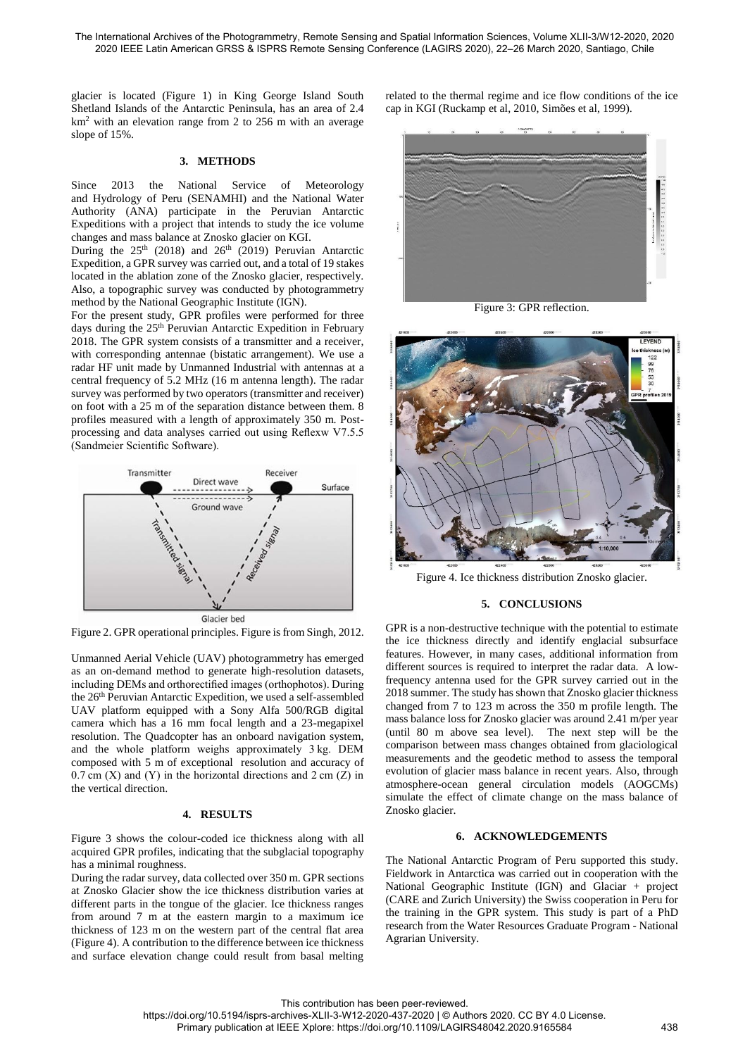glacier is located (Figure 1) in King George Island South Shetland Islands of the Antarctic Peninsula, has an area of 2.4 $km^2$ with an elevation range from 2 to 256 m with an average slope of 15%.

## 3. METHODS

Since 2013 the National Service of Meteorology and Hydrology of Peru (SENAMHI) and the National Water Authority (ANA) participate in the Peruvian Antarctic Expeditions with a project that intends to study the ice volume changes and mass balance at Znosko glacier on KGI.

During the $25^{th}$ (2018) and $26^{th}$ (2019) Peruvian Antarctic Expedition, a GPR survey was carried out, and a total of 19 stakes located in the ablation zone of the Znosko glacier, respectively. Also, a topographic survey was conducted by photogrammetry method by the National Geographic Institute (IGN).

For the present study, GPR profiles were performed for three days during the $25^{th}$ Peruvian Antarctic Expedition in February 2018. The GPR system consists of a transmitter and a receiver, with corresponding antennae (bistatic arrangement). We use a radar HF unit made by Unmanned Industrial with antennas at a central frequency of 5.2 MHz (16 m antenna length). The radar survey was performed by two operators (transmitter and receiver) on foot with a 25 m of the separation distance between them. 8 profiles measured with a length of approximately 350 m. Post-processing and data analyses carried out using Reflexw V7.5.5 (Sandmeier Scientific Software).

Figure 2. GPR operational principles. Figure is from Singh, 2012.

Unmanned Aerial Vehicle (UAV) photogrammetry has emerged as an on-demand method to generate high-resolution datasets, including DEMs and orthorectified images (orthophotos). During the $26^{th}$ Peruvian Antarctic Expedition, we used a self-assembled UAV platform equipped with a Sony Alfa 500/RGB digital camera which has a 16 mm focal length and a 23-megapixel resolution. The Quadcopter has an onboard navigation system, and the whole platform weighs approximately 3 kg. DEM composed with 5 m of exceptional resolution and accuracy of 0.7 cm (X) and (Y) in the horizontal directions and 2 cm (Z) in the vertical direction.

## 4. RESULTS

Figure 3 shows the colour-coded ice thickness along with all acquired GPR profiles, indicating that the subglacial topography has a minimal roughness.

During the radar survey, data collected over 350 m. GPR sections at Znosko Glacier show the ice thickness distribution varies at different parts in the tongue of the glacier. Ice thickness ranges from around 7 m at the eastern margin to a maximum ice thickness of 123 m on the western part of the central flat area (Figure 4). A contribution to the difference between ice thickness and surface elevation change could result from basal melting related to the thermal regime and ice flow conditions of the ice cap in KGI (Ruckamp et al, 2010, Simões et al, 1999).

Figure 3: GPR reflection.

Figure 4. Ice thickness distribution Znosko glacier.

## 5. CONCLUSIONS

GPR is a non-destructive technique with the potential to estimate the ice thickness directly and identify englacial subsurface features. However, in many cases, additional information from different sources is required to interpret the radar data. A low-frequency antenna used for the GPR survey carried out in the 2018 summer. The study has shown that Znosko glacier thickness changed from 7 to 123 m across the 350 m profile length. The mass balance loss for Znosko glacier was around 2.41 m/per year (until 80 m above sea level). The next step will be the comparison between mass changes obtained from glaciological measurements and the geodetic method to assess the temporal evolution of glacier mass balance in recent years. Also, through atmosphere-ocean general circulation models (AOGCMs) simulate the effect of climate change on the mass balance of Znosko glacier.

## 6. ACKNOWLEDGEMENTS

The National Antarctic Program of Peru supported this study. Fieldwork in Antarctica was carried out in cooperation with the National Geographic Institute (IGN) and Glaciar + project (CARE and Zurich University) the Swiss cooperation in Peru for the training in the GPR system. This study is part of a PhD research from the Water Resources Graduate Program - National Agrarian University.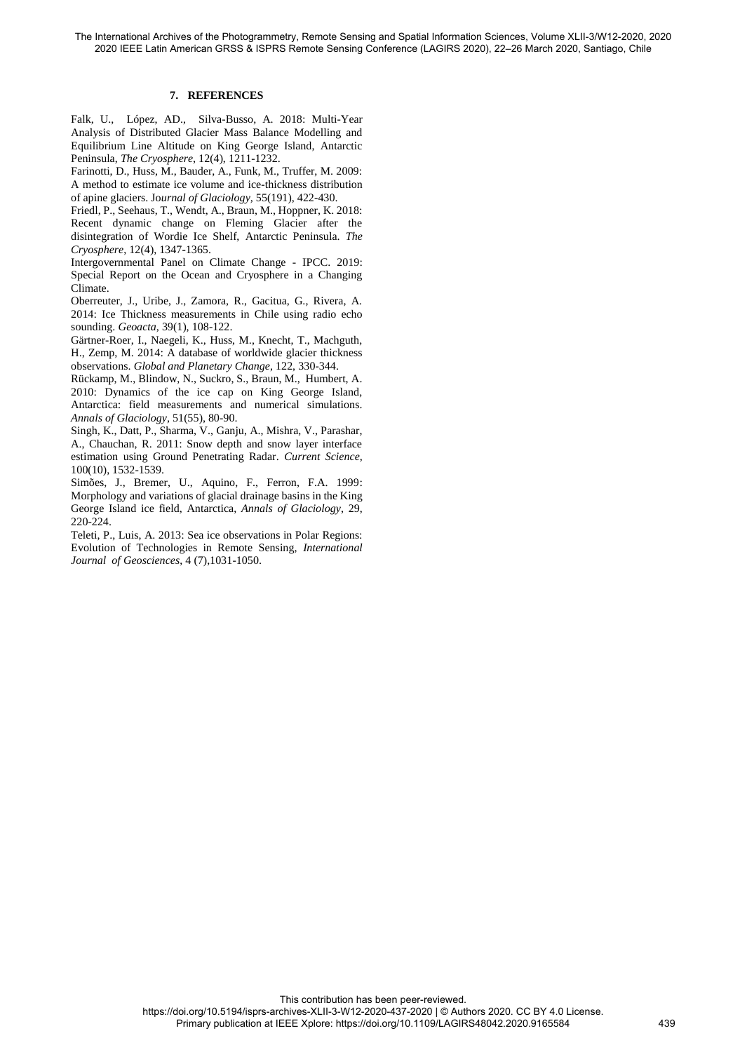## 7. REFERENCES

Falk, U., López, AD., Silva-Busso, A. 2018: Multi-Year Analysis of Distributed Glacier Mass Balance Modelling and Equilibrium Line Altitude on King George Island, Antarctic Peninsula, *The Cryosphere*, 12(4), 1211-1232.

Farinotti, D., Huss, M., Bauder, A., Funk, M., Truffer, M. 2009: A method to estimate ice volume and ice-thickness distribution of apine glaciers. J*ournal of Glaciology,* 55(191), 422-430.

Friedl, P., Seehaus, T., Wendt, A., Braun, M., Hoppner, K. 2018: Recent dynamic change on Fleming Glacier after the disintegration of Wordie Ice Shelf, Antarctic Peninsula. *The Cryosphere*, 12(4), 1347-1365.

Intergovernmental Panel on Climate Change - IPCC. 2019: Special Report on the Ocean and Cryosphere in a Changing Climate.

Oberreuter, J., Uribe, J., Zamora, R., Gacitua, G., Rivera, A. 2014: Ice Thickness measurements in Chile using radio echo sounding. *Geoacta,* 39(1), 108-122.

Gärtner-Roer, I., Naegeli, K., Huss, M., Knecht, T., Machguth, H., Zemp, M. 2014: A database of worldwide glacier thickness observations. *Global and Planetary Change*, 122, 330-344.

Rückamp, M., Blindow, N., Suckro, S., Braun, M., Humbert, A. 2010: Dynamics of the ice cap on King George Island, Antarctica: field measurements and numerical simulations. *Annals of Glaciology*, 51(55), 80-90.

Singh, K., Datt, P., Sharma, V., Ganju, A., Mishra, V., Parashar, A., Chauchan, R. 2011: Snow depth and snow layer interface estimation using Ground Penetrating Radar. *Current Science,* 100(10), 1532-1539.

Simões, J., Bremer, U., Aquino, F., Ferron, F.A. 1999: Morphology and variations of glacial drainage basins in the King George Island ice field, Antarctica, *Annals of Glaciology*, 29, 220-224.

Teleti, P., Luis, A. 2013: Sea ice observations in Polar Regions: Evolution of Technologies in Remote Sensing, *International Journal of Geosciences*, 4 (7),1031-1050.